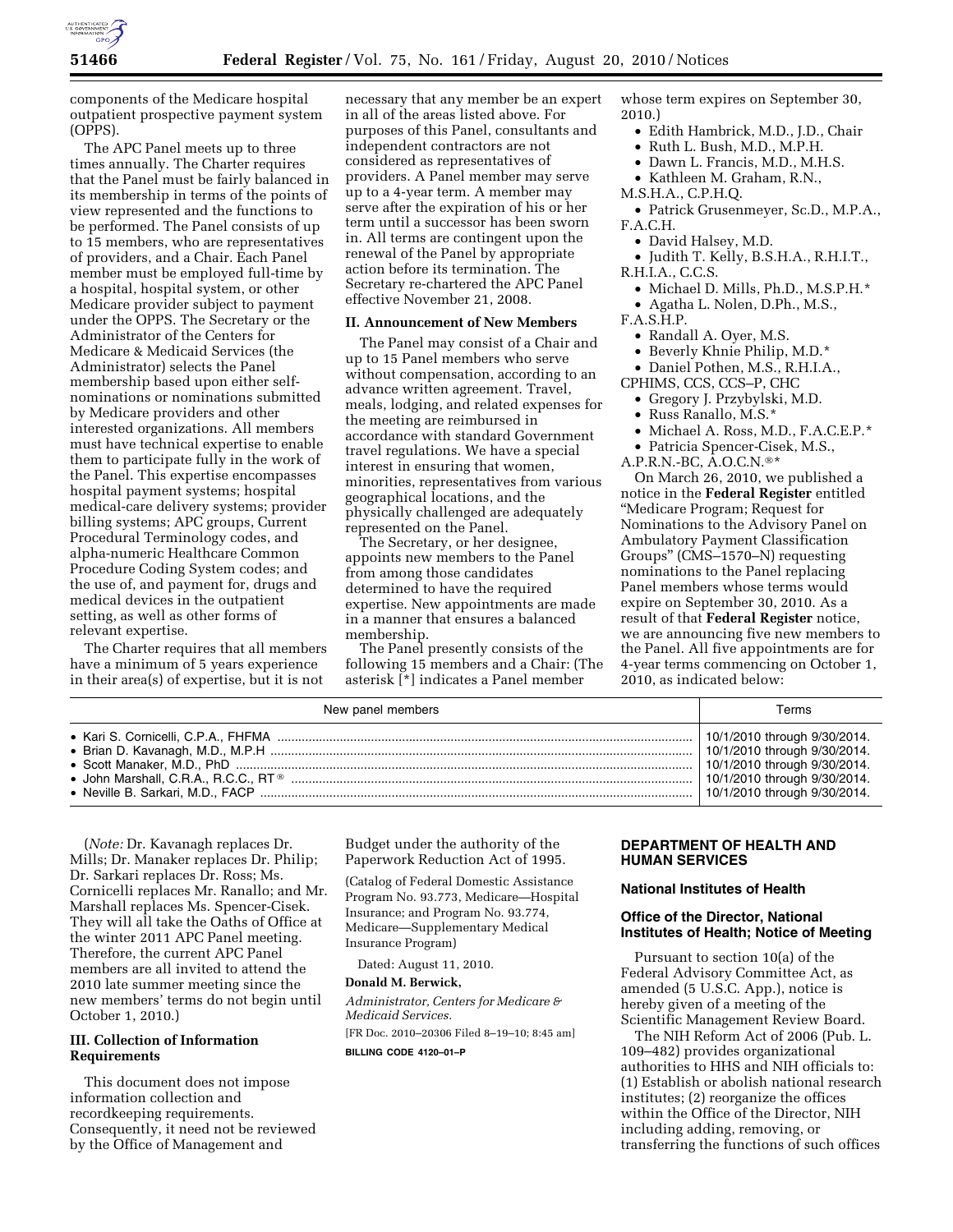components of the Medicare hospital outpatient prospective payment system (OPPS).

The APC Panel meets up to three times annually. The Charter requires that the Panel must be fairly balanced in its membership in terms of the points of view represented and the functions to be performed. The Panel consists of up to 15 members, who are representatives of providers, and a Chair. Each Panel member must be employed full-time by a hospital, hospital system, or other Medicare provider subject to payment under the OPPS. The Secretary or the Administrator of the Centers for Medicare & Medicaid Services (the Administrator) selects the Panel membership based upon either self-nominations or nominations submitted by Medicare providers and other interested organizations. All members must have technical expertise to enable them to participate fully in the work of the Panel. This expertise encompasses hospital payment systems; hospital medical-care delivery systems; provider billing systems; APC groups, Current Procedural Terminology codes, and alpha-numeric Healthcare Common Procedure Coding System codes; and the use of, and payment for, drugs and medical devices in the outpatient setting, as well as other forms of relevant expertise.

The Charter requires that all members have a minimum of 5 years experience in their area(s) of expertise, but it is not necessary that any member be an expert in all of the areas listed above. For purposes of this Panel, consultants and independent contractors are not considered as representatives of providers. A Panel member may serve up to a 4-year term. A member may serve after the expiration of his or her term until a successor has been sworn in. All terms are contingent upon the renewal of the Panel by appropriate action before its termination. The Secretary re-chartered the APC Panel effective November 21, 2008.

## II. Announcement of New Members

The Panel may consist of a Chair and up to 15 Panel members who serve without compensation, according to an advance written agreement. Travel, meals, lodging, and related expenses for the meeting are reimbursed in accordance with standard Government travel regulations. We have a special interest in ensuring that women, minorities, representatives from various geographical locations, and the physically challenged are adequately represented on the Panel.

The Secretary, or her designee, appoints new members to the Panel from among those candidates determined to have the required expertise. New appointments are made in a manner that ensures a balanced membership.

The Panel presently consists of the following 15 members and a Chair: (The asterisk [*] indicates a Panel member whose term expires on September 30, 2010.)

- Edith Hambrick, M.D., J.D., Chair
- Ruth L. Bush, M.D., M.P.H.
- Dawn L. Francis, M.D., M.H.S.
- Kathleen M. Graham, R.N., M.S.H.A., C.P.H.Q.
- Patrick Grusenmeyer, Sc.D., M.P.A., F.A.C.H.
- David Halsey, M.D.
- Judith T. Kelly, B.S.H.A., R.H.I.T., R.H.I.A., C.C.S.
- Michael D. Mills, Ph.D., M.S.P.H.*
- Agatha L. Nolen, D.Ph., M.S., F.A.S.H.P.
- Randall A. Oyer, M.S.
- Beverly Khnie Philip, M.D.*
- Daniel Pothen, M.S., R.H.I.A., CPHIMS, CCS, CCS–P, CHC
- Gregory J. Przybylski, M.D.
- Russ Ranallo, M.S.*
- Michael A. Ross, M.D., F.A.C.E.P.*
- Patricia Spencer-Cisek, M.S., A.P.R.N.-BC, A.O.C.N.®*

On March 26, 2010, we published a notice in the **Federal Register** entitled "Medicare Program; Request for Nominations to the Advisory Panel on Ambulatory Payment Classification Groups" (CMS–1570–N) requesting nominations to the Panel replacing Panel members whose terms would expire on September 30, 2010. As a result of that **Federal Register** notice, we are announcing five new members to the Panel. All five appointments are for 4-year terms commencing on October 1, 2010, as indicated below:

| New panel members | Terms |
|---|---|
| • Kari S. Cornicelli, C.P.A., FHFMA | 10/1/2010 through 9/30/2014. |
| • Brian D. Kavanagh, M.D., M.P.H | 10/1/2010 through 9/30/2014. |
| • Scott Manaker, M.D., PhD | 10/1/2010 through 9/30/2014. |
| • John Marshall, C.R.A., R.C.C., RT® | 10/1/2010 through 9/30/2014. |
| • Neville B. Sarkari, M.D., FACP | 10/1/2010 through 9/30/2014. |

(*Note:* Dr. Kavanagh replaces Dr. Mills; Dr. Manaker replaces Dr. Philip; Dr. Sarkari replaces Dr. Ross; Ms. Cornicelli replaces Mr. Ranallo; and Mr. Marshall replaces Ms. Spencer-Cisek. They will all take the Oaths of Office at the winter 2011 APC Panel meeting. Therefore, the current APC Panel members are all invited to attend the 2010 late summer meeting since the new members' terms do not begin until October 1, 2010.)

## III. Collection of Information Requirements

This document does not impose information collection and recordkeeping requirements. Consequently, it need not be reviewed by the Office of Management and Budget under the authority of the Paperwork Reduction Act of 1995.

(Catalog of Federal Domestic Assistance Program No. 93.773, Medicare—Hospital Insurance; and Program No. 93.774, Medicare—Supplementary Medical Insurance Program)

Dated: August 11, 2010.

**Donald M. Berwick,**

*Administrator, Centers for Medicare & Medicaid Services.*

[FR Doc. 2010–20306 Filed 8–19–10; 8:45 am]

**BILLING CODE 4120–01–P**

## DEPARTMENT OF HEALTH AND HUMAN SERVICES

### National Institutes of Health

### Office of the Director, National Institutes of Health; Notice of Meeting

Pursuant to section 10(a) of the Federal Advisory Committee Act, as amended (5 U.S.C. App.), notice is hereby given of a meeting of the Scientific Management Review Board.

The NIH Reform Act of 2006 (Pub. L. 109–482) provides organizational authorities to HHS and NIH officials to: (1) Establish or abolish national research institutes; (2) reorganize the offices within the Office of the Director, NIH including adding, removing, or transferring the functions of such offices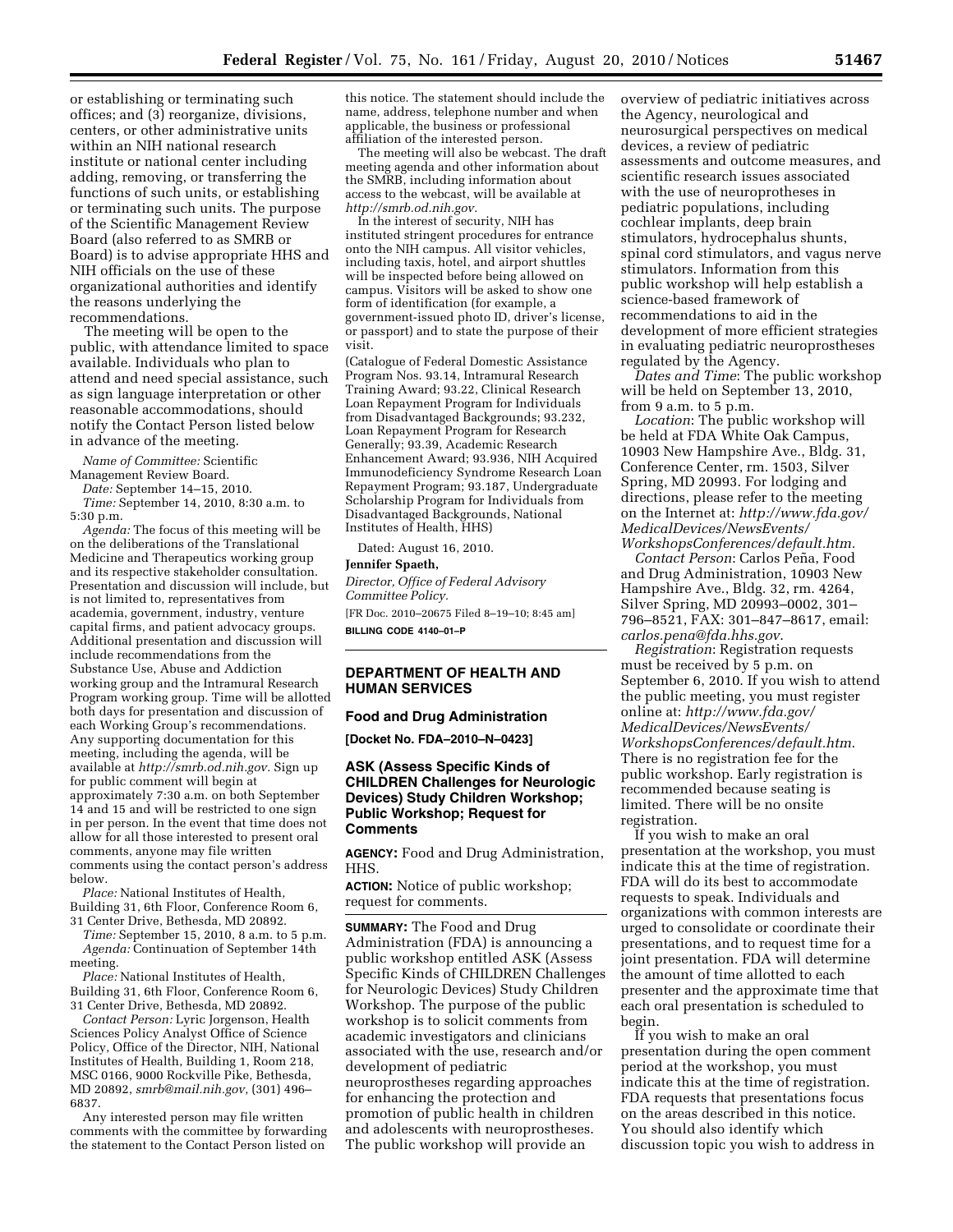or establishing or terminating such offices; and (3) reorganize, divisions, centers, or other administrative units within an NIH national research institute or national center including adding, removing, or transferring the functions of such units, or establishing or terminating such units. The purpose of the Scientific Management Review Board (also referred to as SMRB or Board) is to advise appropriate HHS and NIH officials on the use of these organizational authorities and identify the reasons underlying the recommendations.

The meeting will be open to the public, with attendance limited to space available. Individuals who plan to attend and need special assistance, such as sign language interpretation or other reasonable accommodations, should notify the Contact Person listed below in advance of the meeting.

*Name of Committee:* Scientific Management Review Board.

*Date:* September 14–15, 2010.

*Time:* September 14, 2010, 8:30 a.m. to 5:30 p.m.

*Agenda:* The focus of this meeting will be on the deliberations of the Translational Medicine and Therapeutics working group and its respective stakeholder consultation. Presentation and discussion will include, but is not limited to, representatives from academia, government, industry, venture capital firms, and patient advocacy groups. Additional presentation and discussion will include recommendations from the Substance Use, Abuse and Addiction working group and the Intramural Research Program working group. Time will be allotted both days for presentation and discussion of each Working Group's recommendations. Any supporting documentation for this meeting, including the agenda, will be available at *http://smrb.od.nih.gov.* Sign up for public comment will begin at approximately 7:30 a.m. on both September 14 and 15 and will be restricted to one sign in per person. In the event that time does not allow for all those interested to present oral comments, anyone may file written comments using the contact person's address below.

*Place:* National Institutes of Health, Building 31, 6th Floor, Conference Room 6, 31 Center Drive, Bethesda, MD 20892.

*Time:* September 15, 2010, 8 a.m. to 5 p.m.

*Agenda:* Continuation of September 14th meeting.

*Place:* National Institutes of Health, Building 31, 6th Floor, Conference Room 6, 31 Center Drive, Bethesda, MD 20892.

*Contact Person:* Lyric Jorgenson, Health Sciences Policy Analyst Office of Science Policy, Office of the Director, NIH, National Institutes of Health, Building 1, Room 218, MSC 0166, 9000 Rockville Pike, Bethesda, MD 20892, *smrb@mail.nih.gov*, (301) 496–6837.

Any interested person may file written comments with the committee by forwarding the statement to the Contact Person listed on this notice. The statement should include the name, address, telephone number and when applicable, the business or professional affiliation of the interested person.

The meeting will also be webcast. The draft meeting agenda and other information about the SMRB, including information about access to the webcast, will be available at *http://smrb.od.nih.gov.*

In the interest of security, NIH has instituted stringent procedures for entrance onto the NIH campus. All visitor vehicles, including taxis, hotel, and airport shuttles will be inspected before being allowed on campus. Visitors will be asked to show one form of identification (for example, a government-issued photo ID, driver's license, or passport) and to state the purpose of their visit.

(Catalogue of Federal Domestic Assistance Program Nos. 93.14, Intramural Research Training Award; 93.22, Clinical Research Loan Repayment Program for Individuals from Disadvantaged Backgrounds; 93.232, Loan Repayment Program for Research Generally; 93.39, Academic Research Enhancement Award; 93.936, NIH Acquired Immunodeficiency Syndrome Research Loan Repayment Program; 93.187, Undergraduate Scholarship Program for Individuals from Disadvantaged Backgrounds, National Institutes of Health, HHS)

Dated: August 16, 2010.

**Jennifer Spaeth,**

*Director, Office of Federal Advisory Committee Policy.*

[FR Doc. 2010–20675 Filed 8–19–10; 8:45 am]

**BILLING CODE 4140–01–P**

## DEPARTMENT OF HEALTH AND HUMAN SERVICES

### Food and Drug Administration

**[Docket No. FDA–2010–N–0423]**

### ASK (Assess Specific Kinds of CHILDREN Challenges for Neurologic Devices) Study Children Workshop; Public Workshop; Request for Comments

**AGENCY:** Food and Drug Administration, HHS.

**ACTION:** Notice of public workshop; request for comments.

**SUMMARY:** The Food and Drug Administration (FDA) is announcing a public workshop entitled ASK (Assess Specific Kinds of CHILDREN Challenges for Neurologic Devices) Study Children Workshop. The purpose of the public workshop is to solicit comments from academic investigators and clinicians associated with the use, research and/or development of pediatric neuroprostheses regarding approaches for enhancing the protection and promotion of public health in children and adolescents with neuroprostheses. The public workshop will provide an overview of pediatric initiatives across the Agency, neurological and neurosurgical perspectives on medical devices, a review of pediatric assessments and outcome measures, and scientific research issues associated with the use of neuroprotheses in pediatric populations, including cochlear implants, deep brain stimulators, hydrocephalus shunts, spinal cord stimulators, and vagus nerve stimulators. Information from this public workshop will help establish a science-based framework of recommendations to aid in the development of more efficient strategies in evaluating pediatric neuroprostheses regulated by the Agency.

*Dates and Time*: The public workshop will be held on September 13, 2010, from 9 a.m. to 5 p.m.

*Location*: The public workshop will be held at FDA White Oak Campus, 10903 New Hampshire Ave., Bldg. 31, Conference Center, rm. 1503, Silver Spring, MD 20993. For lodging and directions, please refer to the meeting on the Internet at: *http://www.fda.gov/MedicalDevices/NewsEvents/WorkshopsConferences/default.htm.*

*Contact Person*: Carlos Peña, Food and Drug Administration, 10903 New Hampshire Ave., Bldg. 32, rm. 4264, Silver Spring, MD 20993–0002, 301–796–8521, FAX: 301–847–8617, email: *carlos.pena@fda.hhs.gov*.

*Registration*: Registration requests must be received by 5 p.m. on September 6, 2010. If you wish to attend the public meeting, you must register online at: *http://www.fda.gov/MedicalDevices/NewsEvents/WorkshopsConferences/default.htm*. There is no registration fee for the public workshop. Early registration is recommended because seating is limited. There will be no onsite registration.

If you wish to make an oral presentation at the workshop, you must indicate this at the time of registration. FDA will do its best to accommodate requests to speak. Individuals and organizations with common interests are urged to consolidate or coordinate their presentations, and to request time for a joint presentation. FDA will determine the amount of time allotted to each presenter and the approximate time that each oral presentation is scheduled to begin.

If you wish to make an oral presentation during the open comment period at the workshop, you must indicate this at the time of registration. FDA requests that presentations focus on the areas described in this notice. You should also identify which discussion topic you wish to address in